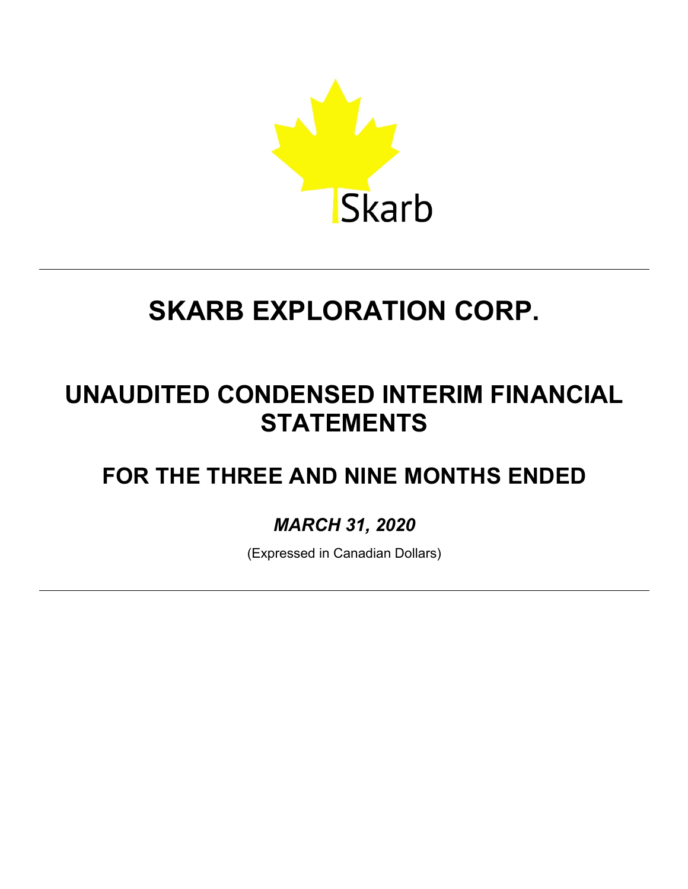Skarb

# SKARB EXPLORATION CORP.

# UNAUDITED CONDENSED INTERIM FINANCIAL STATEMENTS

## FOR THE THREE AND NINE MONTHS ENDED

### *MARCH 31, 2020*

(Expressed in Canadian Dollars)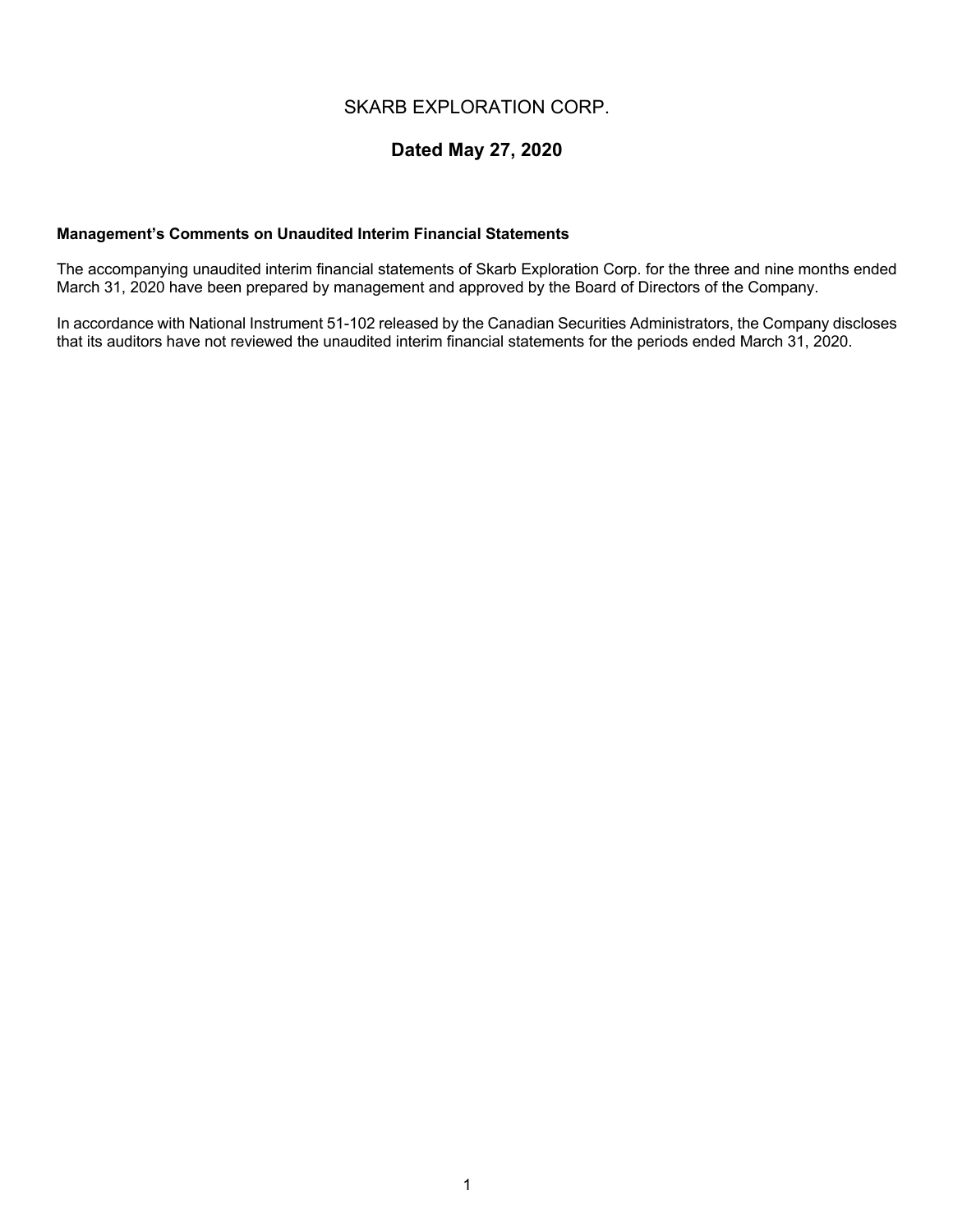# SKARB EXPLORATION CORP.

## Dated May 27, 2020

**Management's Comments on Unaudited Interim Financial Statements**

The accompanying unaudited interim financial statements of Skarb Exploration Corp. for the three and nine months ended March 31, 2020 have been prepared by management and approved by the Board of Directors of the Company.

In accordance with National Instrument 51-102 released by the Canadian Securities Administrators, the Company discloses that its auditors have not reviewed the unaudited interim financial statements for the periods ended March 31, 2020.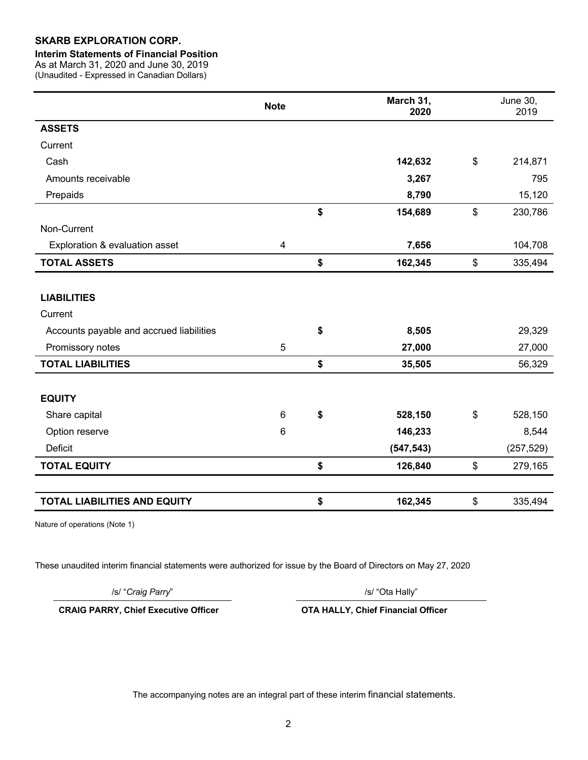**SKARB EXPLORATION CORP.**

**Interim Statements of Financial Position**

As at March 31, 2020 and June 30, 2019

(Unaudited - Expressed in Canadian Dollars)

| | Note | | March 31, 2020 | | June 30, 2019 |
|---|---|---|---|---|---|
| **ASSETS** | | | | | |
| Current | | | | | |
| Cash | | | **142,632** | $ | 214,871 |
| Amounts receivable | | | **3,267** | | 795 |
| Prepaids | | | **8,790** | | 15,120 |
| | | **$** | **154,689** | $ | 230,786 |
| Non-Current | | | | | |
| Exploration & evaluation asset | 4 | | **7,656** | | 104,708 |
| **TOTAL ASSETS** | | **$** | **162,345** | $ | 335,494 |
| | | | | | |
| **LIABILITIES** | | | | | |
| Current | | | | | |
| Accounts payable and accrued liabilities | | **$** | **8,505** | | 29,329 |
| Promissory notes | 5 | | **27,000** | | 27,000 |
| **TOTAL LIABILITIES** | | **$** | **35,505** | | 56,329 |
| | | | | | |
| **EQUITY** | | | | | |
| Share capital | 6 | **$** | **528,150** | $ | 528,150 |
| Option reserve | 6 | | **146,233** | | 8,544 |
| Deficit | | | **(547,543)** | | (257,529) |
| **TOTAL EQUITY** | | **$** | **126,840** | $ | 279,165 |
| | | | | | |
| **TOTAL LIABILITIES AND EQUITY** | | **$** | **162,345** | $ | 335,494 |

Nature of operations (Note 1)

These unaudited interim financial statements were authorized for issue by the Board of Directors on May 27, 2020

/s/ "*Craig Parry*"

**CRAIG PARRY, Chief Executive Officer**

/s/ "Ota Hally"

**OTA HALLY, Chief Financial Officer**

The accompanying notes are an integral part of these interim financial statements.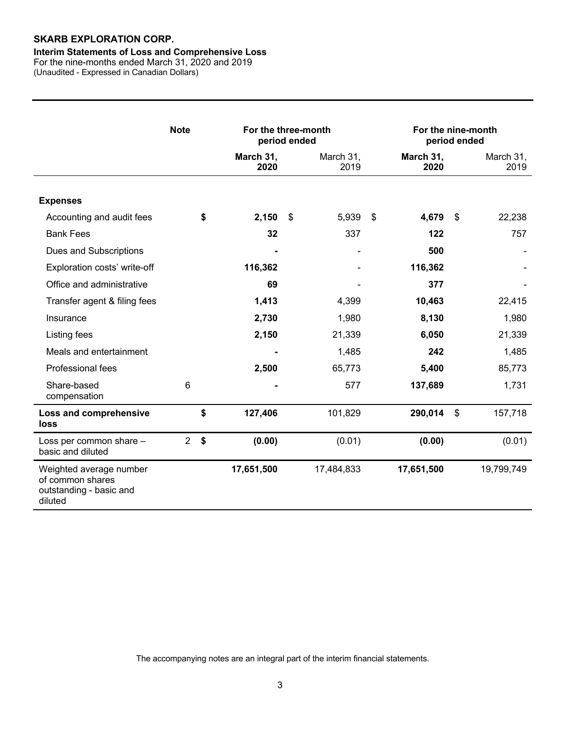**SKARB EXPLORATION CORP.**

**Interim Statements of Loss and Comprehensive Loss**

For the nine-months ended March 31, 2020 and 2019

(Unaudited - Expressed in Canadian Dollars)

| | Note | For the three-month period ended | | For the nine-month period ended | |
|---|---|---|---|---|---|
| | | **March 31, 2020** | March 31, 2019 | **March 31, 2020** | March 31, 2019 |
| **Expenses** | | | | | |
| Accounting and audit fees | | **$ 2,150** | $ 5,939 | **$ 4,679** | $ 22,238 |
| Bank Fees | | **32** | 337 | **122** | 757 |
| Dues and Subscriptions | | **-** | - | **500** | - |
| Exploration costs' write-off | | **116,362** | - | **116,362** | - |
| Office and administrative | | **69** | - | **377** | - |
| Transfer agent & filing fees | | **1,413** | 4,399 | **10,463** | 22,415 |
| Insurance | | **2,730** | 1,980 | **8,130** | 1,980 |
| Listing fees | | **2,150** | 21,339 | **6,050** | 21,339 |
| Meals and entertainment | | **-** | 1,485 | **242** | 1,485 |
| Professional fees | | **2,500** | 65,773 | **5,400** | 85,773 |
| Share-based compensation | 6 | **-** | 577 | **137,689** | 1,731 |
| **Loss and comprehensive loss** | | **$ 127,406** | 101,829 | **290,014** | $ 157,718 |
| Loss per common share – basic and diluted | 2 | **$ (0.00)** | (0.01) | **(0.00)** | (0.01) |
| Weighted average number of common shares outstanding - basic and diluted | | **17,651,500** | 17,484,833 | **17,651,500** | 19,799,749 |

The accompanying notes are an integral part of the interim financial statements.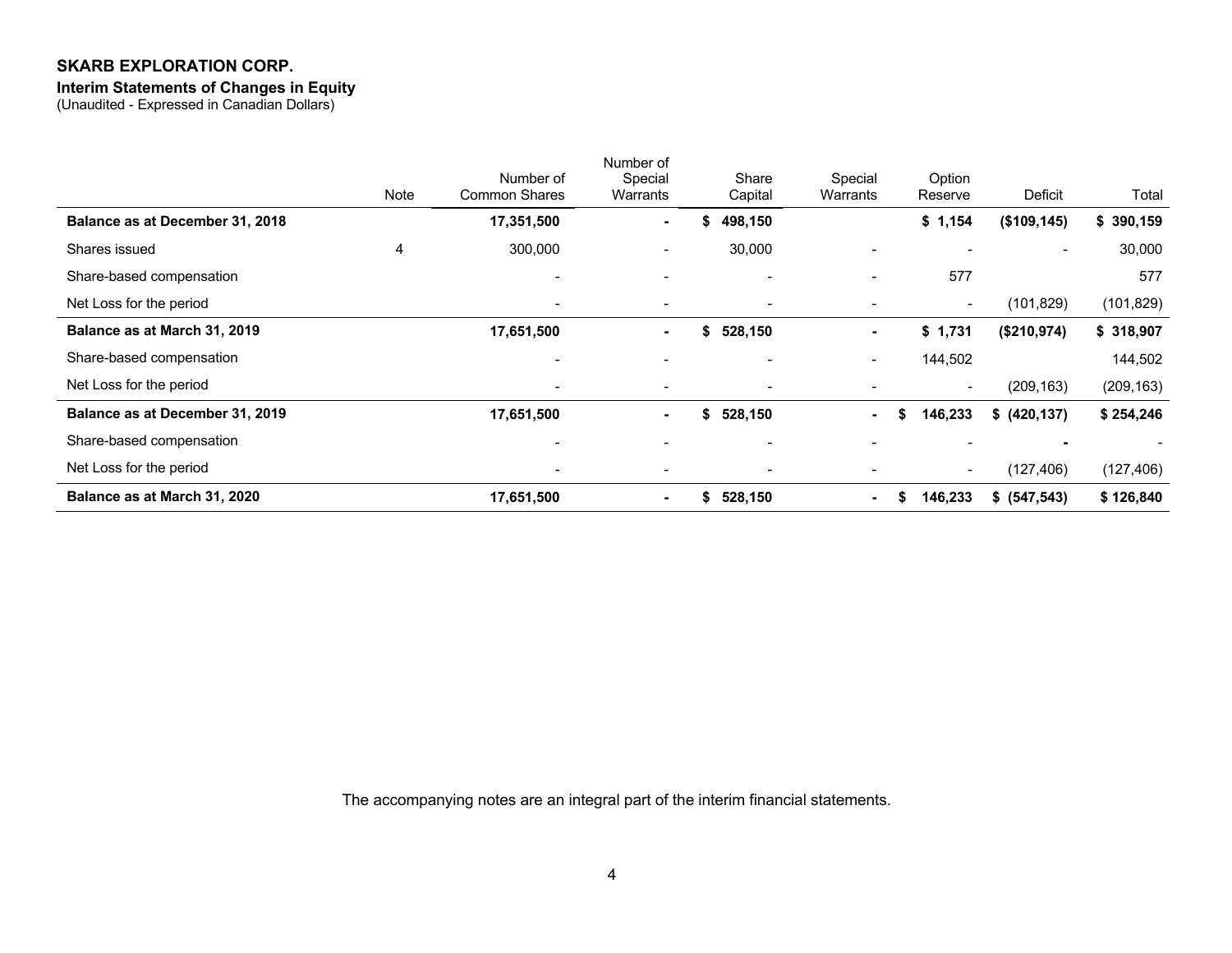**SKARB EXPLORATION CORP.**

**Interim Statements of Changes in Equity**

(Unaudited - Expressed in Canadian Dollars)

| | Note | Number of Common Shares | Number of Special Warrants | Share Capital | Special Warrants | Option Reserve | Deficit | Total |
|---|---|---|---|---|---|---|---|---|
| **Balance as at December 31, 2018** | | **17,351,500** | **-** | **$ 498,150** | | **$ 1,154** | **($109,145)** | **$ 390,159** |
| Shares issued | 4 | 300,000 | - | 30,000 | - | - | - | 30,000 |
| Share-based compensation | | - | - | - | - | 577 | | 577 |
| Net Loss for the period | | - | - | - | - | - | (101,829) | (101,829) |
| **Balance as at March 31, 2019** | | **17,651,500** | **-** | **$ 528,150** | **-** | **$ 1,731** | **($210,974)** | **$ 318,907** |
| Share-based compensation | | - | - | - | - | 144,502 | | 144,502 |
| Net Loss for the period | | - | - | - | - | - | (209,163) | (209,163) |
| **Balance as at December 31, 2019** | | **17,651,500** | **-** | **$ 528,150** | **-** | **$ 146,233** | **$ (420,137)** | **$ 254,246** |
| Share-based compensation | | - | - | - | - | - | **-** | - |
| Net Loss for the period | | - | - | - | - | - | (127,406) | (127,406) |
| **Balance as at March 31, 2020** | | **17,651,500** | **-** | **$ 528,150** | **-** | **$ 146,233** | **$ (547,543)** | **$ 126,840** |

The accompanying notes are an integral part of the interim financial statements.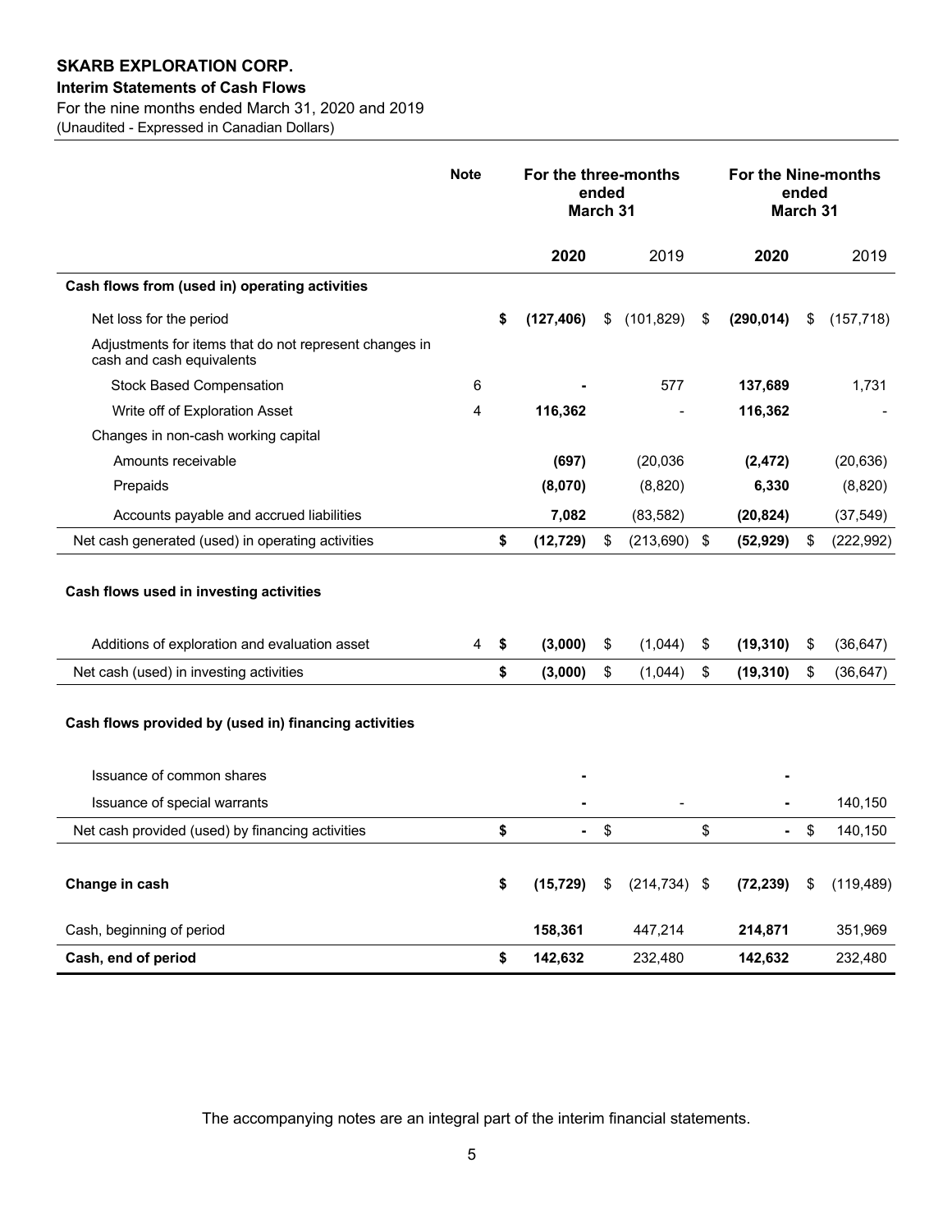**SKARB EXPLORATION CORP.**

**Interim Statements of Cash Flows**

For the nine months ended March 31, 2020 and 2019

(Unaudited - Expressed in Canadian Dollars)

| | Note | For the three-months ended March 31 | | For the Nine-months ended March 31 | |
|---|---|---|---|---|---|
| | | **2020** | 2019 | **2020** | 2019 |
| **Cash flows from (used in) operating activities** | | | | | |
| Net loss for the period | | **$ (127,406)** | $ (101,829) | $ **(290,014)** | $ (157,718) |
| Adjustments for items that do not represent changes in cash and cash equivalents | | | | | |
| Stock Based Compensation | 6 | **-** | 577 | **137,689** | 1,731 |
| Write off of Exploration Asset | 4 | **116,362** | - | **116,362** | - |
| Changes in non-cash working capital | | | | | |
| Amounts receivable | | **(697)** | (20,036 | **(2,472)** | (20,636) |
| Prepaids | | **(8,070)** | (8,820) | **6,330** | (8,820) |
| Accounts payable and accrued liabilities | | **7,082** | (83,582) | **(20,824)** | (37,549) |
| Net cash generated (used) in operating activities | | **$ (12,729)** | $ (213,690) | $ **(52,929)** | $ (222,992) |
| **Cash flows used in investing activities** | | | | | |
| Additions of exploration and evaluation asset | 4 | **$ (3,000)** | $ (1,044) | $ **(19,310)** | $ (36,647) |
| Net cash (used) in investing activities | | **$ (3,000)** | $ (1,044) | $ **(19,310)** | $ (36,647) |
| **Cash flows provided by (used in) financing activities** | | | | | |
| Issuance of common shares | | **-** | | **-** | |
| Issuance of special warrants | | **-** | - | **-** | 140,150 |
| Net cash provided (used) by financing activities | | **$ -** | $ | $ **-** | $ 140,150 |
| **Change in cash** | | **$ (15,729)** | $ (214,734) | $ **(72,239)** | $ (119,489) |
| Cash, beginning of period | | **158,361** | 447,214 | **214,871** | 351,969 |
| **Cash, end of period** | | **$ 142,632** | 232,480 | **142,632** | 232,480 |

The accompanying notes are an integral part of the interim financial statements.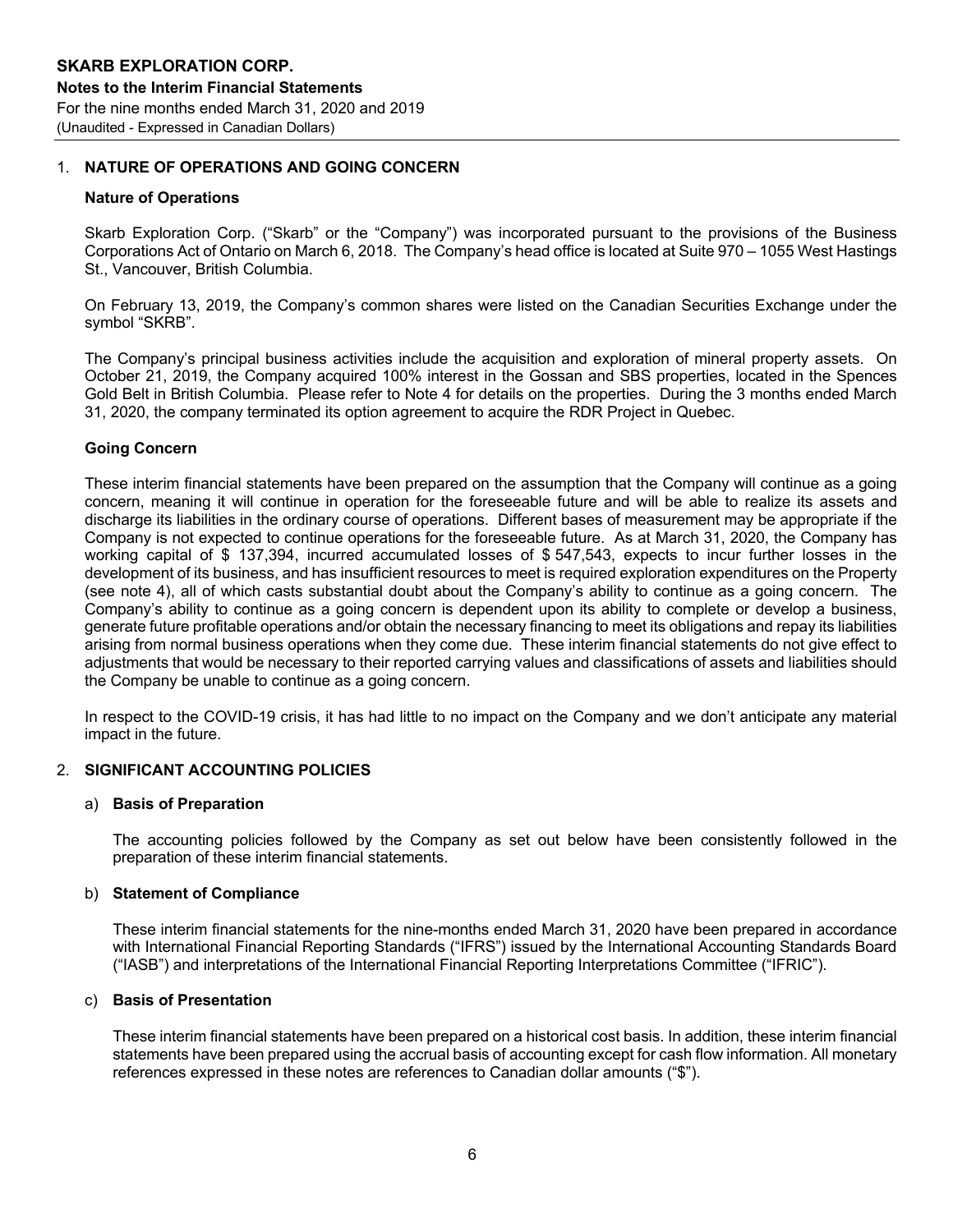# SKARB EXPLORATION CORP.

**Notes to the Interim Financial Statements**
For the nine months ended March 31, 2020 and 2019
(Unaudited - Expressed in Canadian Dollars)

## 1. NATURE OF OPERATIONS AND GOING CONCERN

### Nature of Operations

Skarb Exploration Corp. ("Skarb" or the "Company") was incorporated pursuant to the provisions of the Business Corporations Act of Ontario on March 6, 2018. The Company's head office is located at Suite 970 – 1055 West Hastings St., Vancouver, British Columbia.

On February 13, 2019, the Company's common shares were listed on the Canadian Securities Exchange under the symbol "SKRB".

The Company's principal business activities include the acquisition and exploration of mineral property assets. On October 21, 2019, the Company acquired 100% interest in the Gossan and SBS properties, located in the Spences Gold Belt in British Columbia. Please refer to Note 4 for details on the properties. During the 3 months ended March 31, 2020, the company terminated its option agreement to acquire the RDR Project in Quebec.

### Going Concern

These interim financial statements have been prepared on the assumption that the Company will continue as a going concern, meaning it will continue in operation for the foreseeable future and will be able to realize its assets and discharge its liabilities in the ordinary course of operations. Different bases of measurement may be appropriate if the Company is not expected to continue operations for the foreseeable future. As at March 31, 2020, the Company has working capital of $ 137,394, incurred accumulated losses of $ 547,543, expects to incur further losses in the development of its business, and has insufficient resources to meet is required exploration expenditures on the Property (see note 4), all of which casts substantial doubt about the Company's ability to continue as a going concern. The Company's ability to continue as a going concern is dependent upon its ability to complete or develop a business, generate future profitable operations and/or obtain the necessary financing to meet its obligations and repay its liabilities arising from normal business operations when they come due. These interim financial statements do not give effect to adjustments that would be necessary to their reported carrying values and classifications of assets and liabilities should the Company be unable to continue as a going concern.

In respect to the COVID-19 crisis, it has had little to no impact on the Company and we don't anticipate any material impact in the future.

## 2. SIGNIFICANT ACCOUNTING POLICIES

### a) Basis of Preparation

The accounting policies followed by the Company as set out below have been consistently followed in the preparation of these interim financial statements.

### b) Statement of Compliance

These interim financial statements for the nine-months ended March 31, 2020 have been prepared in accordance with International Financial Reporting Standards ("IFRS") issued by the International Accounting Standards Board ("IASB") and interpretations of the International Financial Reporting Interpretations Committee ("IFRIC").

### c) Basis of Presentation

These interim financial statements have been prepared on a historical cost basis. In addition, these interim financial statements have been prepared using the accrual basis of accounting except for cash flow information. All monetary references expressed in these notes are references to Canadian dollar amounts ("$").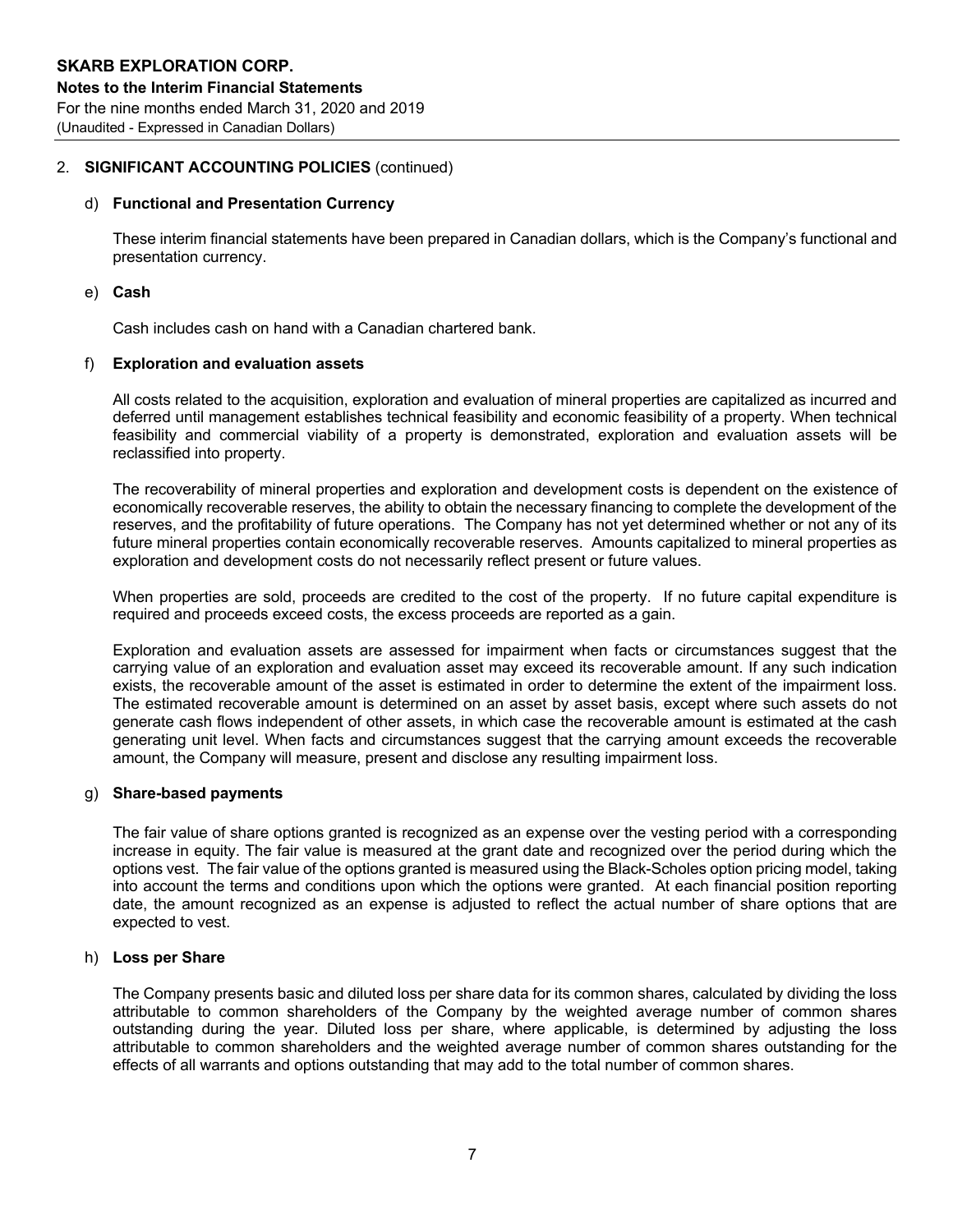## 2. SIGNIFICANT ACCOUNTING POLICIES (continued)

### d) Functional and Presentation Currency

These interim financial statements have been prepared in Canadian dollars, which is the Company's functional and presentation currency.

### e) Cash

Cash includes cash on hand with a Canadian chartered bank.

### f) Exploration and evaluation assets

All costs related to the acquisition, exploration and evaluation of mineral properties are capitalized as incurred and deferred until management establishes technical feasibility and economic feasibility of a property. When technical feasibility and commercial viability of a property is demonstrated, exploration and evaluation assets will be reclassified into property.

The recoverability of mineral properties and exploration and development costs is dependent on the existence of economically recoverable reserves, the ability to obtain the necessary financing to complete the development of the reserves, and the profitability of future operations. The Company has not yet determined whether or not any of its future mineral properties contain economically recoverable reserves. Amounts capitalized to mineral properties as exploration and development costs do not necessarily reflect present or future values.

When properties are sold, proceeds are credited to the cost of the property. If no future capital expenditure is required and proceeds exceed costs, the excess proceeds are reported as a gain.

Exploration and evaluation assets are assessed for impairment when facts or circumstances suggest that the carrying value of an exploration and evaluation asset may exceed its recoverable amount. If any such indication exists, the recoverable amount of the asset is estimated in order to determine the extent of the impairment loss. The estimated recoverable amount is determined on an asset by asset basis, except where such assets do not generate cash flows independent of other assets, in which case the recoverable amount is estimated at the cash generating unit level. When facts and circumstances suggest that the carrying amount exceeds the recoverable amount, the Company will measure, present and disclose any resulting impairment loss.

### g) Share-based payments

The fair value of share options granted is recognized as an expense over the vesting period with a corresponding increase in equity. The fair value is measured at the grant date and recognized over the period during which the options vest. The fair value of the options granted is measured using the Black-Scholes option pricing model, taking into account the terms and conditions upon which the options were granted. At each financial position reporting date, the amount recognized as an expense is adjusted to reflect the actual number of share options that are expected to vest.

### h) Loss per Share

The Company presents basic and diluted loss per share data for its common shares, calculated by dividing the loss attributable to common shareholders of the Company by the weighted average number of common shares outstanding during the year. Diluted loss per share, where applicable, is determined by adjusting the loss attributable to common shareholders and the weighted average number of common shares outstanding for the effects of all warrants and options outstanding that may add to the total number of common shares.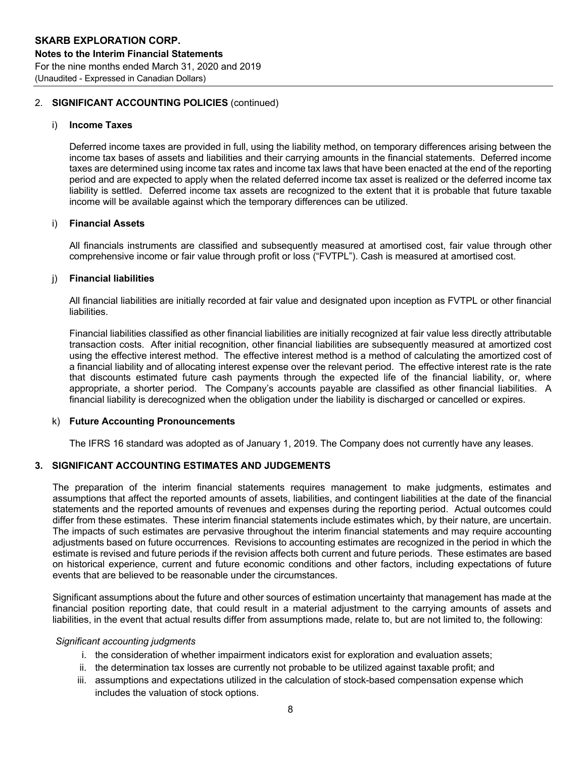## 2. SIGNIFICANT ACCOUNTING POLICIES (continued)

### i) Income Taxes

Deferred income taxes are provided in full, using the liability method, on temporary differences arising between the income tax bases of assets and liabilities and their carrying amounts in the financial statements. Deferred income taxes are determined using income tax rates and income tax laws that have been enacted at the end of the reporting period and are expected to apply when the related deferred income tax asset is realized or the deferred income tax liability is settled. Deferred income tax assets are recognized to the extent that it is probable that future taxable income will be available against which the temporary differences can be utilized.

### i) Financial Assets

All financials instruments are classified and subsequently measured at amortised cost, fair value through other comprehensive income or fair value through profit or loss ("FVTPL"). Cash is measured at amortised cost.

### j) Financial liabilities

All financial liabilities are initially recorded at fair value and designated upon inception as FVTPL or other financial liabilities.

Financial liabilities classified as other financial liabilities are initially recognized at fair value less directly attributable transaction costs. After initial recognition, other financial liabilities are subsequently measured at amortized cost using the effective interest method. The effective interest method is a method of calculating the amortized cost of a financial liability and of allocating interest expense over the relevant period. The effective interest rate is the rate that discounts estimated future cash payments through the expected life of the financial liability, or, where appropriate, a shorter period. The Company's accounts payable are classified as other financial liabilities. A financial liability is derecognized when the obligation under the liability is discharged or cancelled or expires.

### k) Future Accounting Pronouncements

The IFRS 16 standard was adopted as of January 1, 2019. The Company does not currently have any leases.

## 3. SIGNIFICANT ACCOUNTING ESTIMATES AND JUDGEMENTS

The preparation of the interim financial statements requires management to make judgments, estimates and assumptions that affect the reported amounts of assets, liabilities, and contingent liabilities at the date of the financial statements and the reported amounts of revenues and expenses during the reporting period. Actual outcomes could differ from these estimates. These interim financial statements include estimates which, by their nature, are uncertain. The impacts of such estimates are pervasive throughout the interim financial statements and may require accounting adjustments based on future occurrences. Revisions to accounting estimates are recognized in the period in which the estimate is revised and future periods if the revision affects both current and future periods. These estimates are based on historical experience, current and future economic conditions and other factors, including expectations of future events that are believed to be reasonable under the circumstances.

Significant assumptions about the future and other sources of estimation uncertainty that management has made at the financial position reporting date, that could result in a material adjustment to the carrying amounts of assets and liabilities, in the event that actual results differ from assumptions made, relate to, but are not limited to, the following:

*Significant accounting judgments*

i. the consideration of whether impairment indicators exist for exploration and evaluation assets;
ii. the determination tax losses are currently not probable to be utilized against taxable profit; and
iii. assumptions and expectations utilized in the calculation of stock-based compensation expense which includes the valuation of stock options.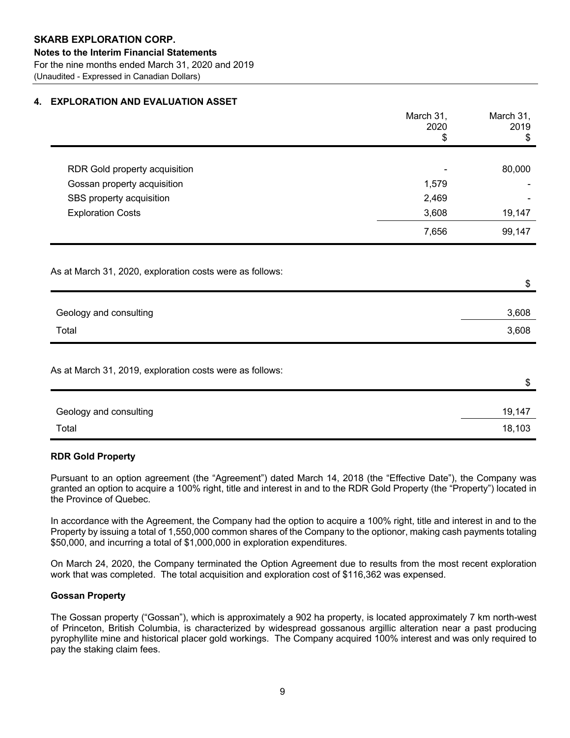## 4. EXPLORATION AND EVALUATION ASSET

| | March 31, 2020 $ | March 31, 2019 $ |
|---|---|---|
| RDR Gold property acquisition | - | 80,000 |
| Gossan property acquisition | 1,579 | - |
| SBS property acquisition | 2,469 | - |
| Exploration Costs | 3,608 | 19,147 |
| | 7,656 | 99,147 |

As at March 31, 2020, exploration costs were as follows:

| | $ |
|---|---|
| Geology and consulting | 3,608 |
| Total | 3,608 |

As at March 31, 2019, exploration costs were as follows:

| | $ |
|---|---|
| Geology and consulting | 19,147 |
| Total | 18,103 |

**RDR Gold Property**

Pursuant to an option agreement (the "Agreement") dated March 14, 2018 (the "Effective Date"), the Company was granted an option to acquire a 100% right, title and interest in and to the RDR Gold Property (the "Property") located in the Province of Quebec.

In accordance with the Agreement, the Company had the option to acquire a 100% right, title and interest in and to the Property by issuing a total of 1,550,000 common shares of the Company to the optionor, making cash payments totaling $50,000, and incurring a total of $1,000,000 in exploration expenditures.

On March 24, 2020, the Company terminated the Option Agreement due to results from the most recent exploration work that was completed. The total acquisition and exploration cost of $116,362 was expensed.

**Gossan Property**

The Gossan property ("Gossan"), which is approximately a 902 ha property, is located approximately 7 km north-west of Princeton, British Columbia, is characterized by widespread gossanous argillic alteration near a past producing pyrophyllite mine and historical placer gold workings. The Company acquired 100% interest and was only required to pay the staking claim fees.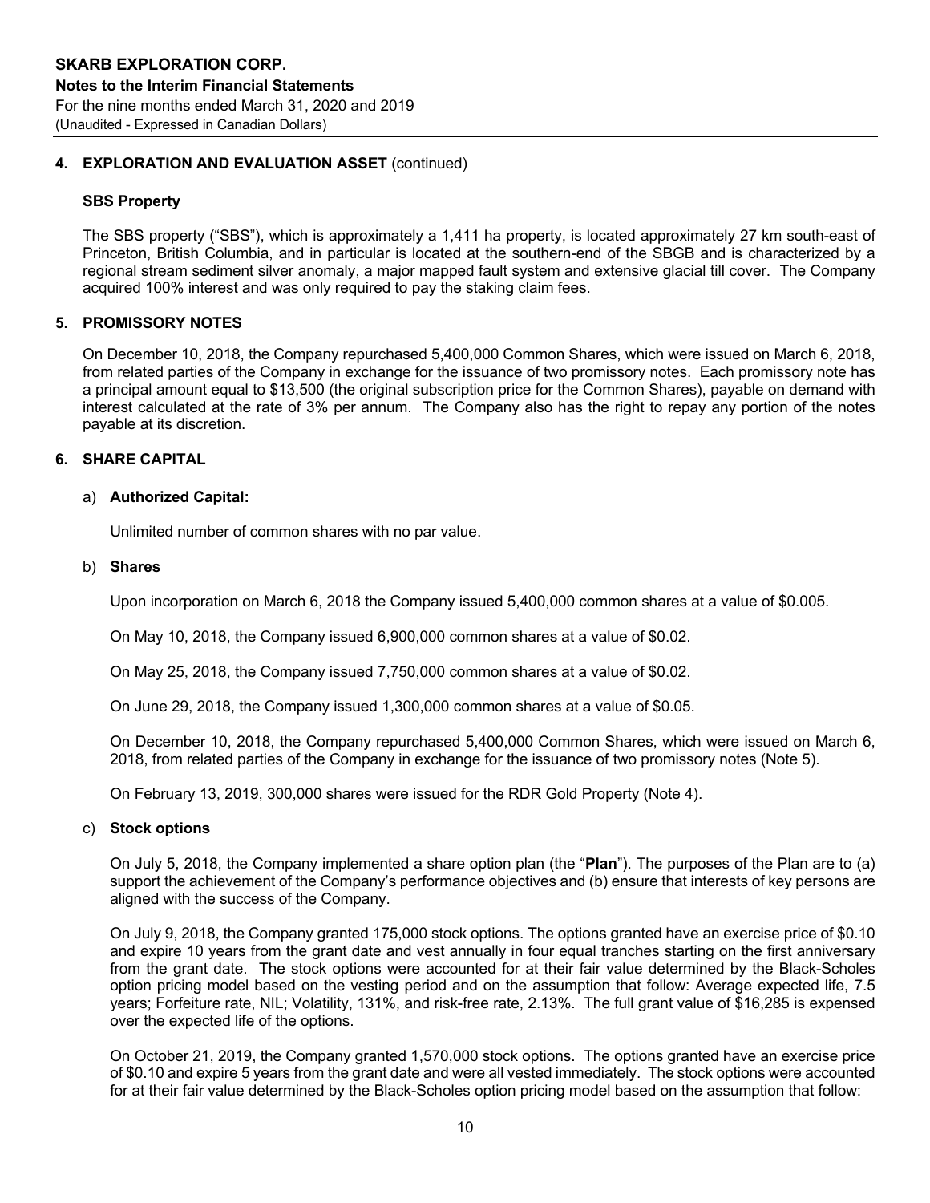## 4. EXPLORATION AND EVALUATION ASSET (continued)

### SBS Property

The SBS property ("SBS"), which is approximately a 1,411 ha property, is located approximately 27 km south-east of Princeton, British Columbia, and in particular is located at the southern-end of the SBGB and is characterized by a regional stream sediment silver anomaly, a major mapped fault system and extensive glacial till cover. The Company acquired 100% interest and was only required to pay the staking claim fees.

## 5. PROMISSORY NOTES

On December 10, 2018, the Company repurchased 5,400,000 Common Shares, which were issued on March 6, 2018, from related parties of the Company in exchange for the issuance of two promissory notes. Each promissory note has a principal amount equal to $13,500 (the original subscription price for the Common Shares), payable on demand with interest calculated at the rate of 3% per annum. The Company also has the right to repay any portion of the notes payable at its discretion.

## 6. SHARE CAPITAL

a) **Authorized Capital:**

Unlimited number of common shares with no par value.

b) **Shares**

Upon incorporation on March 6, 2018 the Company issued 5,400,000 common shares at a value of $0.005.

On May 10, 2018, the Company issued 6,900,000 common shares at a value of $0.02.

On May 25, 2018, the Company issued 7,750,000 common shares at a value of $0.02.

On June 29, 2018, the Company issued 1,300,000 common shares at a value of $0.05.

On December 10, 2018, the Company repurchased 5,400,000 Common Shares, which were issued on March 6, 2018, from related parties of the Company in exchange for the issuance of two promissory notes (Note 5).

On February 13, 2019, 300,000 shares were issued for the RDR Gold Property (Note 4).

c) **Stock options**

On July 5, 2018, the Company implemented a share option plan (the "**Plan**"). The purposes of the Plan are to (a) support the achievement of the Company's performance objectives and (b) ensure that interests of key persons are aligned with the success of the Company.

On July 9, 2018, the Company granted 175,000 stock options. The options granted have an exercise price of $0.10 and expire 10 years from the grant date and vest annually in four equal tranches starting on the first anniversary from the grant date. The stock options were accounted for at their fair value determined by the Black-Scholes option pricing model based on the vesting period and on the assumption that follow: Average expected life, 7.5 years; Forfeiture rate, NIL; Volatility, 131%, and risk-free rate, 2.13%. The full grant value of $16,285 is expensed over the expected life of the options.

On October 21, 2019, the Company granted 1,570,000 stock options. The options granted have an exercise price of $0.10 and expire 5 years from the grant date and were all vested immediately. The stock options were accounted for at their fair value determined by the Black-Scholes option pricing model based on the assumption that follow: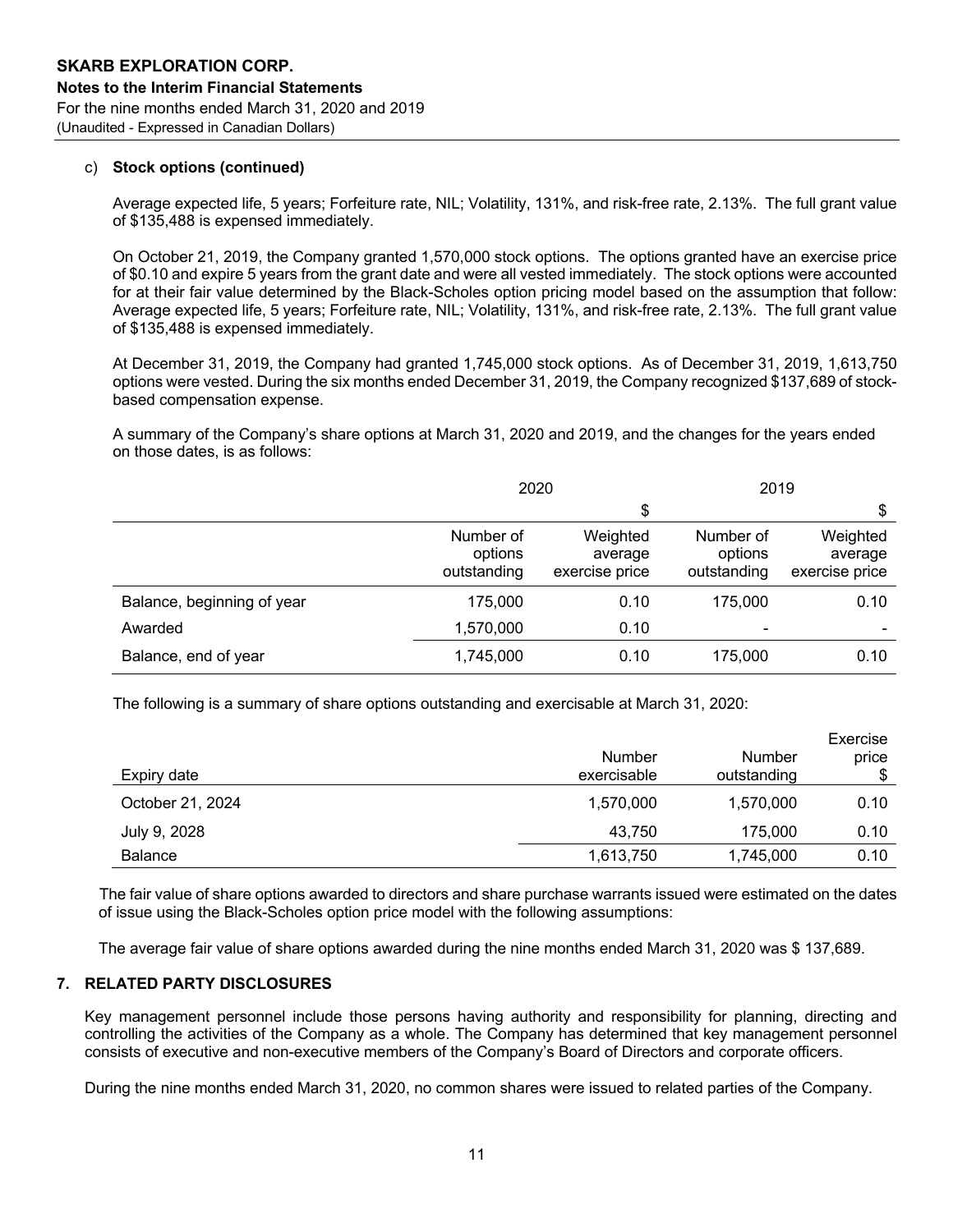c) **Stock options (continued)**

Average expected life, 5 years; Forfeiture rate, NIL; Volatility, 131%, and risk-free rate, 2.13%. The full grant value of $135,488 is expensed immediately.

On October 21, 2019, the Company granted 1,570,000 stock options. The options granted have an exercise price of $0.10 and expire 5 years from the grant date and were all vested immediately. The stock options were accounted for at their fair value determined by the Black-Scholes option pricing model based on the assumption that follow: Average expected life, 5 years; Forfeiture rate, NIL; Volatility, 131%, and risk-free rate, 2.13%. The full grant value of $135,488 is expensed immediately.

At December 31, 2019, the Company had granted 1,745,000 stock options. As of December 31, 2019, 1,613,750 options were vested. During the six months ended December 31, 2019, the Company recognized $137,689 of stock-based compensation expense.

A summary of the Company's share options at March 31, 2020 and 2019, and the changes for the years ended on those dates, is as follows:

| | 2020 | | 2019 | |
|---|---|---|---|---|
| | | $ | | $ |
| | Number of options outstanding | Weighted average exercise price | Number of options outstanding | Weighted average exercise price |
| Balance, beginning of year | 175,000 | 0.10 | 175,000 | 0.10 |
| Awarded | 1,570,000 | 0.10 | - | - |
| Balance, end of year | 1,745,000 | 0.10 | 175,000 | 0.10 |

The following is a summary of share options outstanding and exercisable at March 31, 2020:

| Expiry date | Number exercisable | Number outstanding | Exercise price $ |
|---|---|---|---|
| October 21, 2024 | 1,570,000 | 1,570,000 | 0.10 |
| July 9, 2028 | 43,750 | 175,000 | 0.10 |
| Balance | 1,613,750 | 1,745,000 | 0.10 |

The fair value of share options awarded to directors and share purchase warrants issued were estimated on the dates of issue using the Black-Scholes option price model with the following assumptions:

The average fair value of share options awarded during the nine months ended March 31, 2020 was $ 137,689.

## 7. RELATED PARTY DISCLOSURES

Key management personnel include those persons having authority and responsibility for planning, directing and controlling the activities of the Company as a whole. The Company has determined that key management personnel consists of executive and non-executive members of the Company's Board of Directors and corporate officers.

During the nine months ended March 31, 2020, no common shares were issued to related parties of the Company.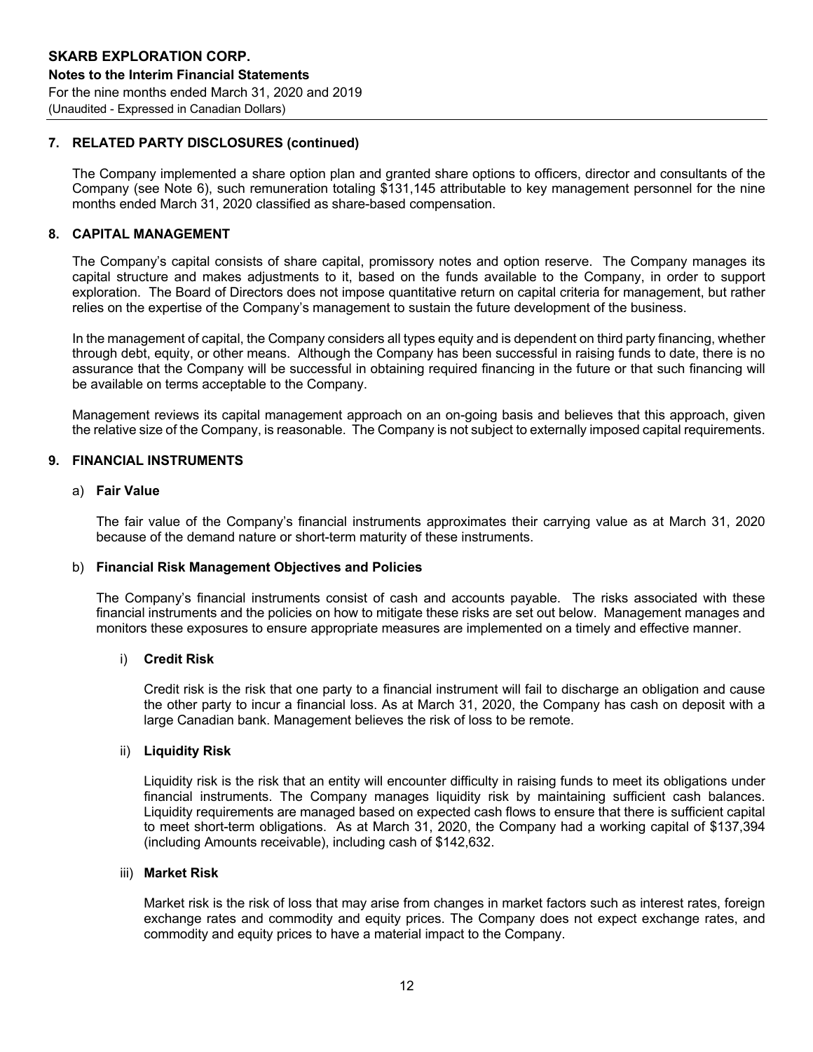## 7. RELATED PARTY DISCLOSURES (continued)

The Company implemented a share option plan and granted share options to officers, director and consultants of the Company (see Note 6), such remuneration totaling $131,145 attributable to key management personnel for the nine months ended March 31, 2020 classified as share-based compensation.

## 8. CAPITAL MANAGEMENT

The Company's capital consists of share capital, promissory notes and option reserve. The Company manages its capital structure and makes adjustments to it, based on the funds available to the Company, in order to support exploration. The Board of Directors does not impose quantitative return on capital criteria for management, but rather relies on the expertise of the Company's management to sustain the future development of the business.

In the management of capital, the Company considers all types equity and is dependent on third party financing, whether through debt, equity, or other means. Although the Company has been successful in raising funds to date, there is no assurance that the Company will be successful in obtaining required financing in the future or that such financing will be available on terms acceptable to the Company.

Management reviews its capital management approach on an on-going basis and believes that this approach, given the relative size of the Company, is reasonable. The Company is not subject to externally imposed capital requirements.

## 9. FINANCIAL INSTRUMENTS

### a) Fair Value

The fair value of the Company's financial instruments approximates their carrying value as at March 31, 2020 because of the demand nature or short-term maturity of these instruments.

### b) Financial Risk Management Objectives and Policies

The Company's financial instruments consist of cash and accounts payable. The risks associated with these financial instruments and the policies on how to mitigate these risks are set out below. Management manages and monitors these exposures to ensure appropriate measures are implemented on a timely and effective manner.

#### i) Credit Risk

Credit risk is the risk that one party to a financial instrument will fail to discharge an obligation and cause the other party to incur a financial loss. As at March 31, 2020, the Company has cash on deposit with a large Canadian bank. Management believes the risk of loss to be remote.

#### ii) Liquidity Risk

Liquidity risk is the risk that an entity will encounter difficulty in raising funds to meet its obligations under financial instruments. The Company manages liquidity risk by maintaining sufficient cash balances. Liquidity requirements are managed based on expected cash flows to ensure that there is sufficient capital to meet short-term obligations. As at March 31, 2020, the Company had a working capital of $137,394 (including Amounts receivable), including cash of $142,632.

#### iii) Market Risk

Market risk is the risk of loss that may arise from changes in market factors such as interest rates, foreign exchange rates and commodity and equity prices. The Company does not expect exchange rates, and commodity and equity prices to have a material impact to the Company.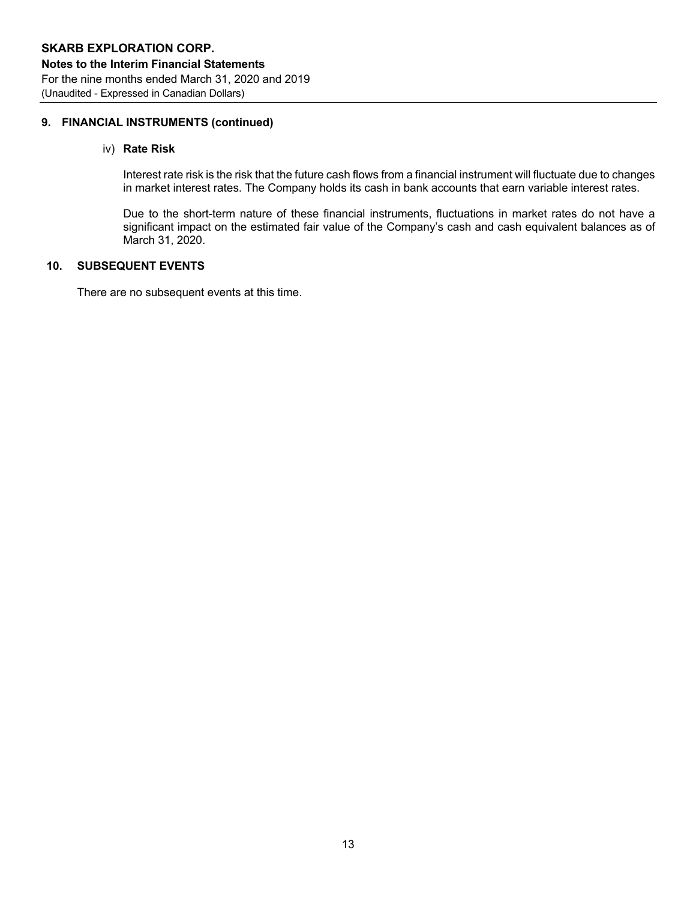## 9. FINANCIAL INSTRUMENTS (continued)

iv) **Rate Risk**

Interest rate risk is the risk that the future cash flows from a financial instrument will fluctuate due to changes in market interest rates. The Company holds its cash in bank accounts that earn variable interest rates.

Due to the short-term nature of these financial instruments, fluctuations in market rates do not have a significant impact on the estimated fair value of the Company's cash and cash equivalent balances as of March 31, 2020.

## 10. SUBSEQUENT EVENTS

There are no subsequent events at this time.